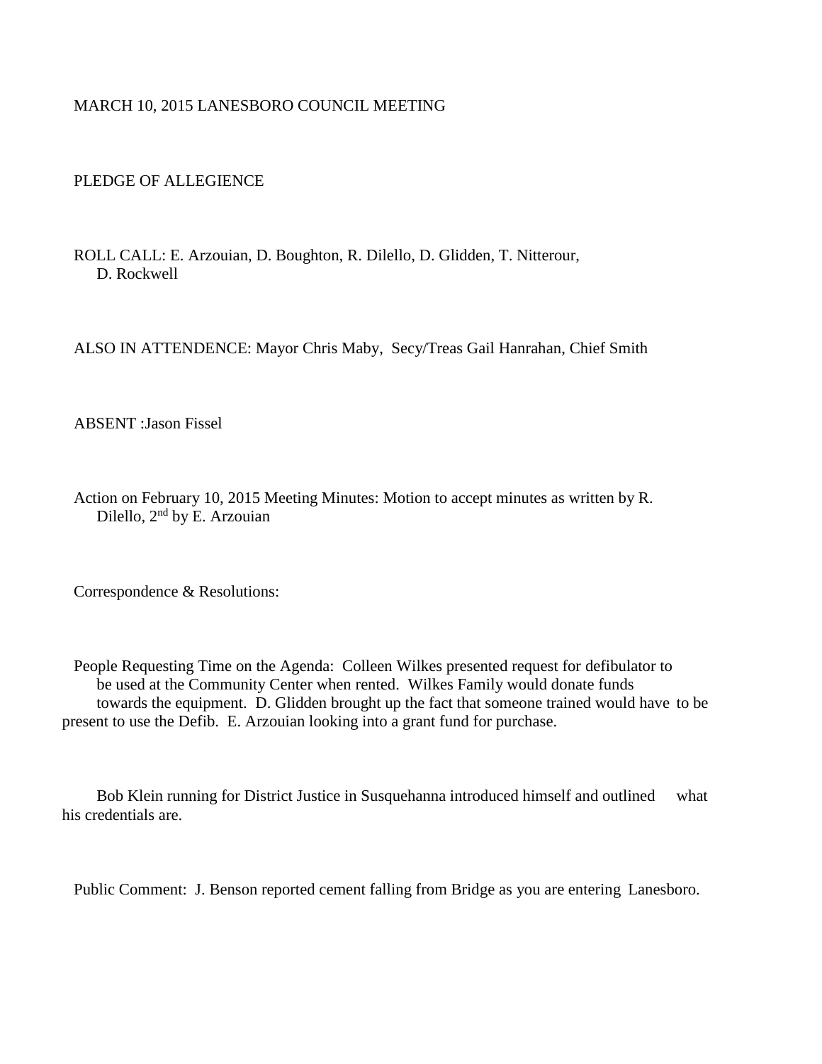MARCH 10, 2015 LANESBORO COUNCIL MEETING

PLEDGE OF ALLEGIENCE

ROLL CALL: E. Arzouian, D. Boughton, R. Dilello, D. Glidden, T. Nitterour, D. Rockwell

ALSO IN ATTENDENCE: Mayor Chris Maby, Secy/Treas Gail Hanrahan, Chief Smith

ABSENT :Jason Fissel

Action on February 10, 2015 Meeting Minutes: Motion to accept minutes as written by R. Dilello, 2nd by E. Arzouian

Correspondence & Resolutions:

People Requesting Time on the Agenda: Colleen Wilkes presented request for defibulator to be used at the Community Center when rented. Wilkes Family would donate funds towards the equipment. D. Glidden brought up the fact that someone trained would have to be present to use the Defib. E. Arzouian looking into a grant fund for purchase.

Bob Klein running for District Justice in Susquehanna introduced himself and outlined what his credentials are.

Public Comment: J. Benson reported cement falling from Bridge as you are entering Lanesboro.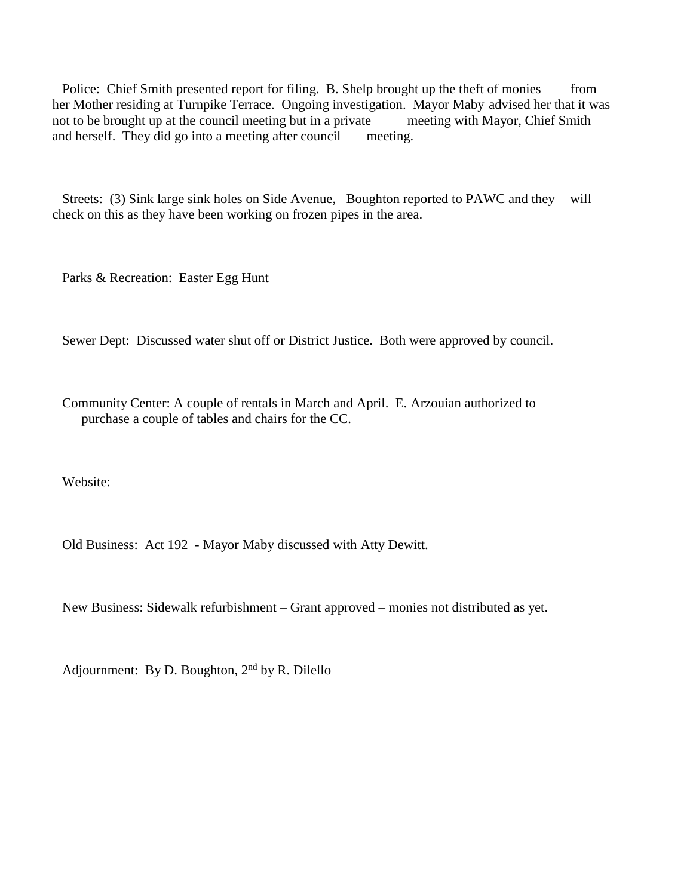Police: Chief Smith presented report for filing. B. Shelp brought up the theft of monies from her Mother residing at Turnpike Terrace. Ongoing investigation. Mayor Maby advised her that it was not to be brought up at the council meeting but in a private meeting with Mayor, Chief Smith and herself. They did go into a meeting after council meeting.

Streets: (3) Sink large sink holes on Side Avenue, Boughton reported to PAWC and they will check on this as they have been working on frozen pipes in the area.

Parks & Recreation: Easter Egg Hunt

Sewer Dept: Discussed water shut off or District Justice. Both were approved by council.

Community Center: A couple of rentals in March and April. E. Arzouian authorized to purchase a couple of tables and chairs for the CC.

Website:

Old Business: Act 192 - Mayor Maby discussed with Atty Dewitt.

New Business: Sidewalk refurbishment – Grant approved – monies not distributed as yet.

Adjournment: By D. Boughton, 2nd by R. Dilello